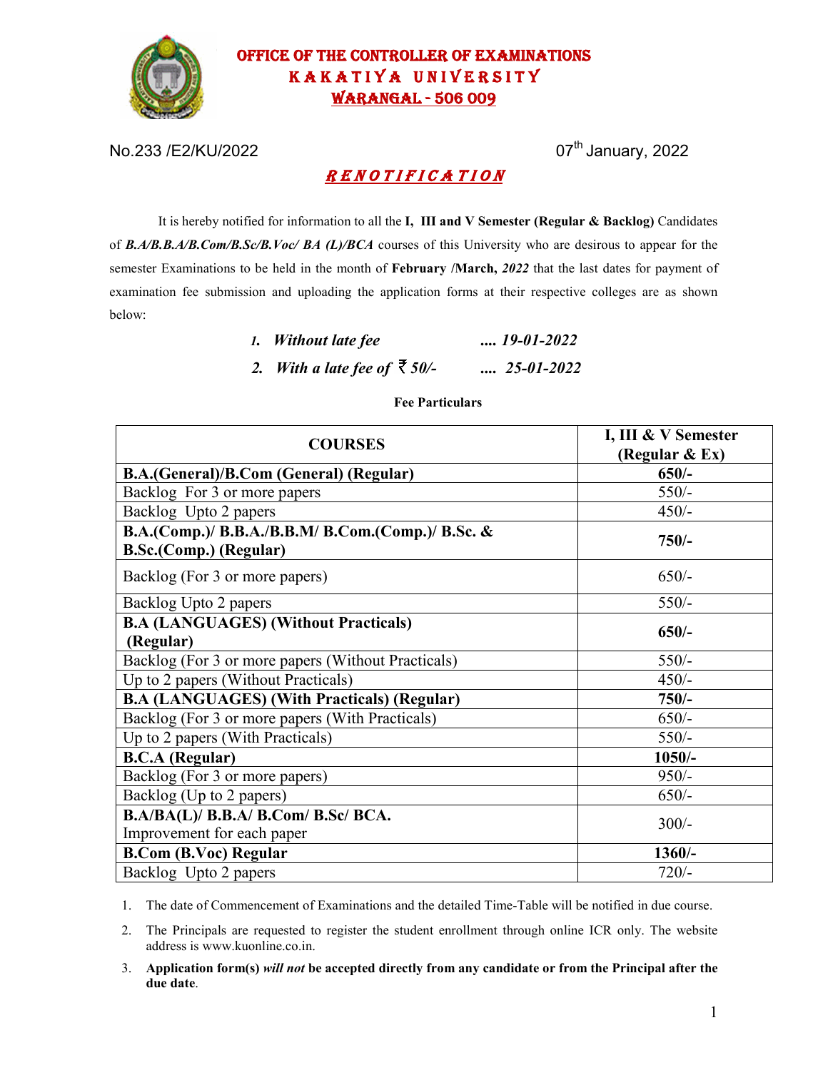# OFFICE OF THE CONTROLLER OF EXAMINATIONS
## KAKATIYA UNIVERSITY
## WARANGAL - 506 009

No.233 /E2/KU/2022 07th January, 2022

## *RENOTIFICATION*

It is hereby notified for information to all the **I, III and V Semester (Regular & Backlog)** Candidates of ***B.A/B.B.A/B.Com/B.Sc/B.Voc/ BA (L)/BCA*** courses of this University who are desirous to appear for the semester Examinations to be held in the month of **February /March,** ***2022*** that the last dates for payment of examination fee submission and uploading the application forms at their respective colleges are as shown below:

1. ***Without late fee .... 19-01-2022***
2. ***With a late fee of ₹ 50/- .... 25-01-2022***

**Fee Particulars**

| COURSES | I, III & V Semester (Regular & Ex) |
|---|---|
| **B.A.(General)/B.Com (General) (Regular)** | **650/-** |
| Backlog For 3 or more papers | 550/- |
| Backlog Upto 2 papers | 450/- |
| **B.A.(Comp.)/ B.B.A./B.B.M/ B.Com.(Comp.)/ B.Sc. & B.Sc.(Comp.) (Regular)** | **750/-** |
| Backlog (For 3 or more papers) | 650/- |
| Backlog Upto 2 papers | 550/- |
| **B.A (LANGUAGES) (Without Practicals) (Regular)** | **650/-** |
| Backlog (For 3 or more papers (Without Practicals) | 550/- |
| Up to 2 papers (Without Practicals) | 450/- |
| **B.A (LANGUAGES) (With Practicals) (Regular)** | **750/-** |
| Backlog (For 3 or more papers (With Practicals) | 650/- |
| Up to 2 papers (With Practicals) | 550/- |
| **B.C.A (Regular)** | **1050/-** |
| Backlog (For 3 or more papers) | 950/- |
| Backlog (Up to 2 papers) | 650/- |
| **B.A/BA(L)/ B.B.A/ B.Com/ B.Sc/ BCA.** Improvement for each paper | 300/- |
| **B.Com (B.Voc) Regular** | **1360/-** |
| Backlog Upto 2 papers | 720/- |

1. The date of Commencement of Examinations and the detailed Time-Table will be notified in due course.
2. The Principals are requested to register the student enrollment through online ICR only. The website address is www.kuonline.co.in.
3. **Application form(s) *will not* be accepted directly from any candidate or from the Principal after the due date**.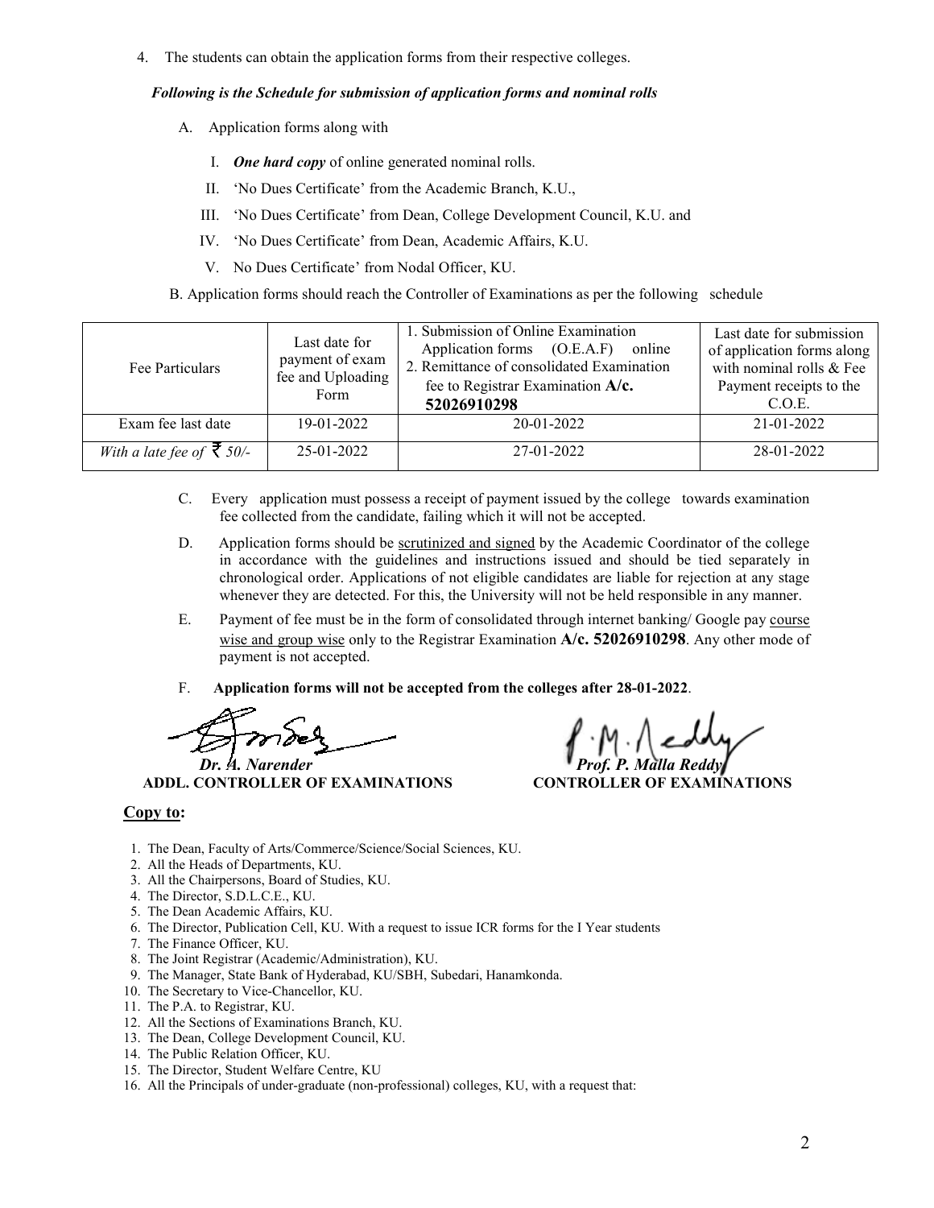4. The students can obtain the application forms from their respective colleges.

***Following is the Schedule for submission of application forms and nominal rolls***

A. Application forms along with

   I. ***One hard copy*** of online generated nominal rolls.

   II. 'No Dues Certificate' from the Academic Branch, K.U.,

   III. 'No Dues Certificate' from Dean, College Development Council, K.U. and

   IV. 'No Dues Certificate' from Dean, Academic Affairs, K.U.

   V. No Dues Certificate' from Nodal Officer, KU.

B. Application forms should reach the Controller of Examinations as per the following schedule

| Fee Particulars | Last date for payment of exam fee and Uploading Form | 1. Submission of Online Examination Application forms (O.E.A.F) online 2. Remittance of consolidated Examination fee to Registrar Examination **A/c. 52026910298** | Last date for submission of application forms along with nominal rolls & Fee Payment receipts to the C.O.E. |
|---|---|---|---|
| Exam fee last date | 19-01-2022 | 20-01-2022 | 21-01-2022 |
| *With a late fee of ₹ 50/-* | 25-01-2022 | 27-01-2022 | 28-01-2022 |

C. Every application must possess a receipt of payment issued by the college towards examination fee collected from the candidate, failing which it will not be accepted.

D. Application forms should be scrutinized and signed by the Academic Coordinator of the college in accordance with the guidelines and instructions issued and should be tied separately in chronological order. Applications of not eligible candidates are liable for rejection at any stage whenever they are detected. For this, the University will not be held responsible in any manner.

E. Payment of fee must be in the form of consolidated through internet banking/ Google pay course wise and group wise only to the Registrar Examination **A/c. 52026910298**. Any other mode of payment is not accepted.

F. **Application forms will not be accepted from the colleges after 28-01-2022**.

***Dr. A. Narender***
**ADDL. CONTROLLER OF EXAMINATIONS**

***Prof. P. Malla Reddy***
**CONTROLLER OF EXAMINATIONS**

**Copy to:**

1. The Dean, Faculty of Arts/Commerce/Science/Social Sciences, KU.
2. All the Heads of Departments, KU.
3. All the Chairpersons, Board of Studies, KU.
4. The Director, S.D.L.C.E., KU.
5. The Dean Academic Affairs, KU.
6. The Director, Publication Cell, KU. With a request to issue ICR forms for the I Year students
7. The Finance Officer, KU.
8. The Joint Registrar (Academic/Administration), KU.
9. The Manager, State Bank of Hyderabad, KU/SBH, Subedari, Hanamkonda.
10. The Secretary to Vice-Chancellor, KU.
11. The P.A. to Registrar, KU.
12. All the Sections of Examinations Branch, KU.
13. The Dean, College Development Council, KU.
14. The Public Relation Officer, KU.
15. The Director, Student Welfare Centre, KU
16. All the Principals of under-graduate (non-professional) colleges, KU, with a request that: